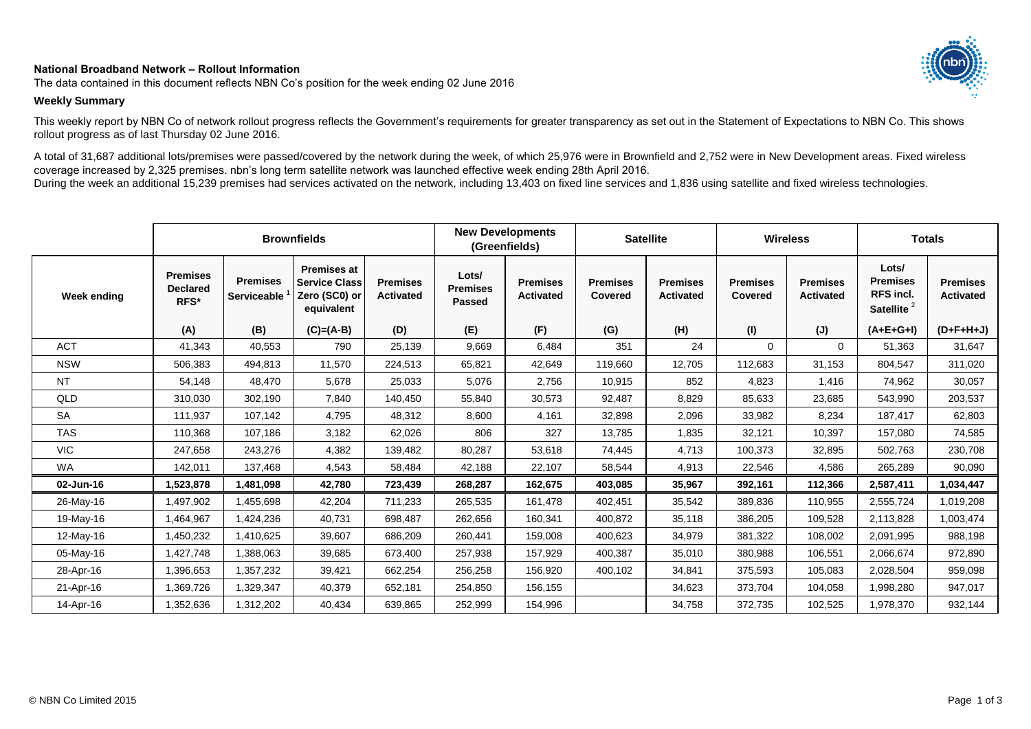**National Broadband Network – Rollout Information**

The data contained in this document reflects NBN Co's position for the week ending 02 June 2016

**Weekly Summary**

This weekly report by NBN Co of network rollout progress reflects the Government's requirements for greater transparency as set out in the Statement of Expectations to NBN Co. This shows rollout progress as of last Thursday 02 June 2016.

A total of 31,687 additional lots/premises were passed/covered by the network during the week, of which 25,976 were in Brownfield and 2,752 were in New Development areas. Fixed wireless coverage increased by 2,325 premises. nbn's long term satellite network was launched effective week ending 28th April 2016.
During the week an additional 15,239 premises had services activated on the network, including 13,403 on fixed line services and 1,836 using satellite and fixed wireless technologies.

| | Brownfields | | | | New Developments (Greenfields) | | Satellite | | Wireless | | Totals | |
|---|---|---|---|---|---|---|---|---|---|---|---|---|
| Week ending | Premises Declared RFS* | Premises Serviceable [1] | Premises at Service Class Zero (SC0) or equivalent | Premises Activated | Lots/ Premises Passed | Premises Activated | Premises Covered | Premises Activated | Premises Covered | Premises Activated | Lots/ Premises RFS incl. Satellite [2] | Premises Activated |
| | (A) | (B) | (C)=(A-B) | (D) | (E) | (F) | (G) | (H) | (I) | (J) | (A+E+G+I) | (D+F+H+J) |
| ACT | 41,343 | 40,553 | 790 | 25,139 | 9,669 | 6,484 | 351 | 24 | 0 | 0 | 51,363 | 31,647 |
| NSW | 506,383 | 494,813 | 11,570 | 224,513 | 65,821 | 42,649 | 119,660 | 12,705 | 112,683 | 31,153 | 804,547 | 311,020 |
| NT | 54,148 | 48,470 | 5,678 | 25,033 | 5,076 | 2,756 | 10,915 | 852 | 4,823 | 1,416 | 74,962 | 30,057 |
| QLD | 310,030 | 302,190 | 7,840 | 140,450 | 55,840 | 30,573 | 92,487 | 8,829 | 85,633 | 23,685 | 543,990 | 203,537 |
| SA | 111,937 | 107,142 | 4,795 | 48,312 | 8,600 | 4,161 | 32,898 | 2,096 | 33,982 | 8,234 | 187,417 | 62,803 |
| TAS | 110,368 | 107,186 | 3,182 | 62,026 | 806 | 327 | 13,785 | 1,835 | 32,121 | 10,397 | 157,080 | 74,585 |
| VIC | 247,658 | 243,276 | 4,382 | 139,482 | 80,287 | 53,618 | 74,445 | 4,713 | 100,373 | 32,895 | 502,763 | 230,708 |
| WA | 142,011 | 137,468 | 4,543 | 58,484 | 42,188 | 22,107 | 58,544 | 4,913 | 22,546 | 4,586 | 265,289 | 90,090 |
| **02-Jun-16** | **1,523,878** | **1,481,098** | **42,780** | **723,439** | **268,287** | **162,675** | **403,085** | **35,967** | **392,161** | **112,366** | **2,587,411** | **1,034,447** |
| 26-May-16 | 1,497,902 | 1,455,698 | 42,204 | 711,233 | 265,535 | 161,478 | 402,451 | 35,542 | 389,836 | 110,955 | 2,555,724 | 1,019,208 |
| 19-May-16 | 1,464,967 | 1,424,236 | 40,731 | 698,487 | 262,656 | 160,341 | 400,872 | 35,118 | 386,205 | 109,528 | 2,113,828 | 1,003,474 |
| 12-May-16 | 1,450,232 | 1,410,625 | 39,607 | 686,209 | 260,441 | 159,008 | 400,623 | 34,979 | 381,322 | 108,002 | 2,091,995 | 988,198 |
| 05-May-16 | 1,427,748 | 1,388,063 | 39,685 | 673,400 | 257,938 | 157,929 | 400,387 | 35,010 | 380,988 | 106,551 | 2,066,674 | 972,890 |
| 28-Apr-16 | 1,396,653 | 1,357,232 | 39,421 | 662,254 | 256,258 | 156,920 | 400,102 | 34,841 | 375,593 | 105,083 | 2,028,504 | 959,098 |
| 21-Apr-16 | 1,369,726 | 1,329,347 | 40,379 | 652,181 | 254,850 | 156,155 | | 34,623 | 373,704 | 104,058 | 1,998,280 | 947,017 |
| 14-Apr-16 | 1,352,636 | 1,312,202 | 40,434 | 639,865 | 252,999 | 154,996 | | 34,758 | 372,735 | 102,525 | 1,978,370 | 932,144 |

© NBN Co Limited 2015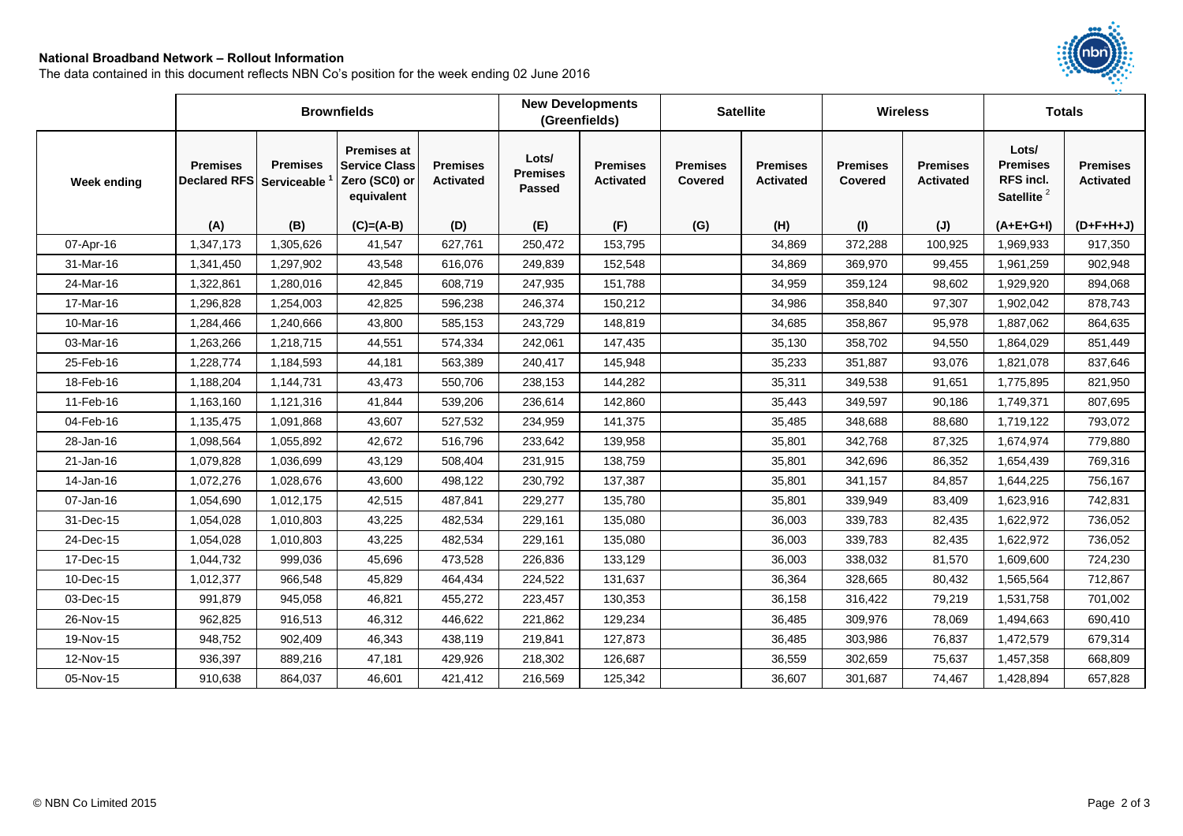**National Broadband Network – Rollout Information**

The data contained in this document reflects NBN Co's position for the week ending 02 June 2016

| | Brownfields | | | | New Developments (Greenfields) | | Satellite | | Wireless | | Totals | |
|---|---|---|---|---|---|---|---|---|---|---|---|---|
| Week ending | Premises Declared RFS | Premises Serviceable [1] | Premises at Service Class Zero (SC0) or equivalent | Premises Activated | Lots/ Premises Passed | Premises Activated | Premises Covered | Premises Activated | Premises Covered | Premises Activated | Lots/ Premises RFS incl. Satellite [2] | Premises Activated |
| | (A) | (B) | (C)=(A-B) | (D) | (E) | (F) | (G) | (H) | (I) | (J) | (A+E+G+I) | (D+F+H+J) |
| 07-Apr-16 | 1,347,173 | 1,305,626 | 41,547 | 627,761 | 250,472 | 153,795 | | 34,869 | 372,288 | 100,925 | 1,969,933 | 917,350 |
| 31-Mar-16 | 1,341,450 | 1,297,902 | 43,548 | 616,076 | 249,839 | 152,548 | | 34,869 | 369,970 | 99,455 | 1,961,259 | 902,948 |
| 24-Mar-16 | 1,322,861 | 1,280,016 | 42,845 | 608,719 | 247,935 | 151,788 | | 34,959 | 359,124 | 98,602 | 1,929,920 | 894,068 |
| 17-Mar-16 | 1,296,828 | 1,254,003 | 42,825 | 596,238 | 246,374 | 150,212 | | 34,986 | 358,840 | 97,307 | 1,902,042 | 878,743 |
| 10-Mar-16 | 1,284,466 | 1,240,666 | 43,800 | 585,153 | 243,729 | 148,819 | | 34,685 | 358,867 | 95,978 | 1,887,062 | 864,635 |
| 03-Mar-16 | 1,263,266 | 1,218,715 | 44,551 | 574,334 | 242,061 | 147,435 | | 35,130 | 358,702 | 94,550 | 1,864,029 | 851,449 |
| 25-Feb-16 | 1,228,774 | 1,184,593 | 44,181 | 563,389 | 240,417 | 145,948 | | 35,233 | 351,887 | 93,076 | 1,821,078 | 837,646 |
| 18-Feb-16 | 1,188,204 | 1,144,731 | 43,473 | 550,706 | 238,153 | 144,282 | | 35,311 | 349,538 | 91,651 | 1,775,895 | 821,950 |
| 11-Feb-16 | 1,163,160 | 1,121,316 | 41,844 | 539,206 | 236,614 | 142,860 | | 35,443 | 349,597 | 90,186 | 1,749,371 | 807,695 |
| 04-Feb-16 | 1,135,475 | 1,091,868 | 43,607 | 527,532 | 234,959 | 141,375 | | 35,485 | 348,688 | 88,680 | 1,719,122 | 793,072 |
| 28-Jan-16 | 1,098,564 | 1,055,892 | 42,672 | 516,796 | 233,642 | 139,958 | | 35,801 | 342,768 | 87,325 | 1,674,974 | 779,880 |
| 21-Jan-16 | 1,079,828 | 1,036,699 | 43,129 | 508,404 | 231,915 | 138,759 | | 35,801 | 342,696 | 86,352 | 1,654,439 | 769,316 |
| 14-Jan-16 | 1,072,276 | 1,028,676 | 43,600 | 498,122 | 230,792 | 137,387 | | 35,801 | 341,157 | 84,857 | 1,644,225 | 756,167 |
| 07-Jan-16 | 1,054,690 | 1,012,175 | 42,515 | 487,841 | 229,277 | 135,780 | | 35,801 | 339,949 | 83,409 | 1,623,916 | 742,831 |
| 31-Dec-15 | 1,054,028 | 1,010,803 | 43,225 | 482,534 | 229,161 | 135,080 | | 36,003 | 339,783 | 82,435 | 1,622,972 | 736,052 |
| 24-Dec-15 | 1,054,028 | 1,010,803 | 43,225 | 482,534 | 229,161 | 135,080 | | 36,003 | 339,783 | 82,435 | 1,622,972 | 736,052 |
| 17-Dec-15 | 1,044,732 | 999,036 | 45,696 | 473,528 | 226,836 | 133,129 | | 36,003 | 338,032 | 81,570 | 1,609,600 | 724,230 |
| 10-Dec-15 | 1,012,377 | 966,548 | 45,829 | 464,434 | 224,522 | 131,637 | | 36,364 | 328,665 | 80,432 | 1,565,564 | 712,867 |
| 03-Dec-15 | 991,879 | 945,058 | 46,821 | 455,272 | 223,457 | 130,353 | | 36,158 | 316,422 | 79,219 | 1,531,758 | 701,002 |
| 26-Nov-15 | 962,825 | 916,513 | 46,312 | 446,622 | 221,862 | 129,234 | | 36,485 | 309,976 | 78,069 | 1,494,663 | 690,410 |
| 19-Nov-15 | 948,752 | 902,409 | 46,343 | 438,119 | 219,841 | 127,873 | | 36,485 | 303,986 | 76,837 | 1,472,579 | 679,314 |
| 12-Nov-15 | 936,397 | 889,216 | 47,181 | 429,926 | 218,302 | 126,687 | | 36,559 | 302,659 | 75,637 | 1,457,358 | 668,809 |
| 05-Nov-15 | 910,638 | 864,037 | 46,601 | 421,412 | 216,569 | 125,342 | | 36,607 | 301,687 | 74,467 | 1,428,894 | 657,828 |

© NBN Co Limited 2015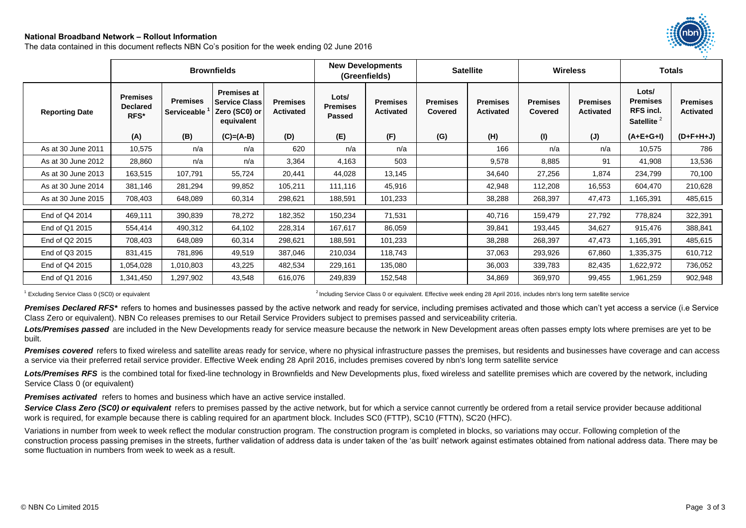**National Broadband Network – Rollout Information**

The data contained in this document reflects NBN Co's position for the week ending 02 June 2016

| | Brownfields | | | | New Developments (Greenfields) | | Satellite | | Wireless | | Totals | |
|---|---|---|---|---|---|---|---|---|---|---|---|---|
| Reporting Date | Premises Declared RFS* | Premises Serviceable [1] | Premises at Service Class Zero (SC0) or equivalent | Premises Activated | Lots/ Premises Passed | Premises Activated | Premises Covered | Premises Activated | Premises Covered | Premises Activated | Lots/ Premises RFS incl. Satellite [2] | Premises Activated |
| | (A) | (B) | (C)=(A-B) | (D) | (E) | (F) | (G) | (H) | (I) | (J) | (A+E+G+I) | (D+F+H+J) |
| As at 30 June 2011 | 10,575 | n/a | n/a | 620 | n/a | n/a | | 166 | n/a | n/a | 10,575 | 786 |
| As at 30 June 2012 | 28,860 | n/a | n/a | 3,364 | 4,163 | 503 | | 9,578 | 8,885 | 91 | 41,908 | 13,536 |
| As at 30 June 2013 | 163,515 | 107,791 | 55,724 | 20,441 | 44,028 | 13,145 | | 34,640 | 27,256 | 1,874 | 234,799 | 70,100 |
| As at 30 June 2014 | 381,146 | 281,294 | 99,852 | 105,211 | 111,116 | 45,916 | | 42,948 | 112,208 | 16,553 | 604,470 | 210,628 |
| As at 30 June 2015 | 708,403 | 648,089 | 60,314 | 298,621 | 188,591 | 101,233 | | 38,288 | 268,397 | 47,473 | 1,165,391 | 485,615 |
| End of Q4 2014 | 469,111 | 390,839 | 78,272 | 182,352 | 150,234 | 71,531 | | 40,716 | 159,479 | 27,792 | 778,824 | 322,391 |
| End of Q1 2015 | 554,414 | 490,312 | 64,102 | 228,314 | 167,617 | 86,059 | | 39,841 | 193,445 | 34,627 | 915,476 | 388,841 |
| End of Q2 2015 | 708,403 | 648,089 | 60,314 | 298,621 | 188,591 | 101,233 | | 38,288 | 268,397 | 47,473 | 1,165,391 | 485,615 |
| End of Q3 2015 | 831,415 | 781,896 | 49,519 | 387,046 | 210,034 | 118,743 | | 37,063 | 293,926 | 67,860 | 1,335,375 | 610,712 |
| End of Q4 2015 | 1,054,028 | 1,010,803 | 43,225 | 482,534 | 229,161 | 135,080 | | 36,003 | 339,783 | 82,435 | 1,622,972 | 736,052 |
| End of Q1 2016 | 1,341,450 | 1,297,902 | 43,548 | 616,076 | 249,839 | 152,548 | | 34,869 | 369,970 | 99,455 | 1,961,259 | 902,948 |

[1] Excluding Service Class 0 (SC0) or equivalent

[2] Including Service Class 0 or equivalent. Effective week ending 28 April 2016, includes nbn's long term satellite service

***Premises Declared RFS**** refers to homes and businesses passed by the active network and ready for service, including premises activated and those which can't yet access a service (i.e Service Class Zero or equivalent). NBN Co releases premises to our Retail Service Providers subject to premises passed and serviceability criteria.

***Lots/Premises passed*** are included in the New Developments ready for service measure because the network in New Development areas often passes empty lots where premises are yet to be built.

***Premises covered*** refers to fixed wireless and satellite areas ready for service, where no physical infrastructure passes the premises, but residents and businesses have coverage and can access a service via their preferred retail service provider. Effective Week ending 28 April 2016, includes premises covered by nbn's long term satellite service

***Lots/Premises RFS*** is the combined total for fixed-line technology in Brownfields and New Developments plus, fixed wireless and satellite premises which are covered by the network, including Service Class 0 (or equivalent)

***Premises activated*** refers to homes and business which have an active service installed.

***Service Class Zero (SC0) or equivalent*** refers to premises passed by the active network, but for which a service cannot currently be ordered from a retail service provider because additional work is required, for example because there is cabling required for an apartment block. Includes SC0 (FTTP), SC10 (FTTN), SC20 (HFC).

Variations in number from week to week reflect the modular construction program. The construction program is completed in blocks, so variations may occur. Following completion of the construction process passing premises in the streets, further validation of address data is under taken of the 'as built' network against estimates obtained from national address data. There may be some fluctuation in numbers from week to week as a result.

© NBN Co Limited 2015